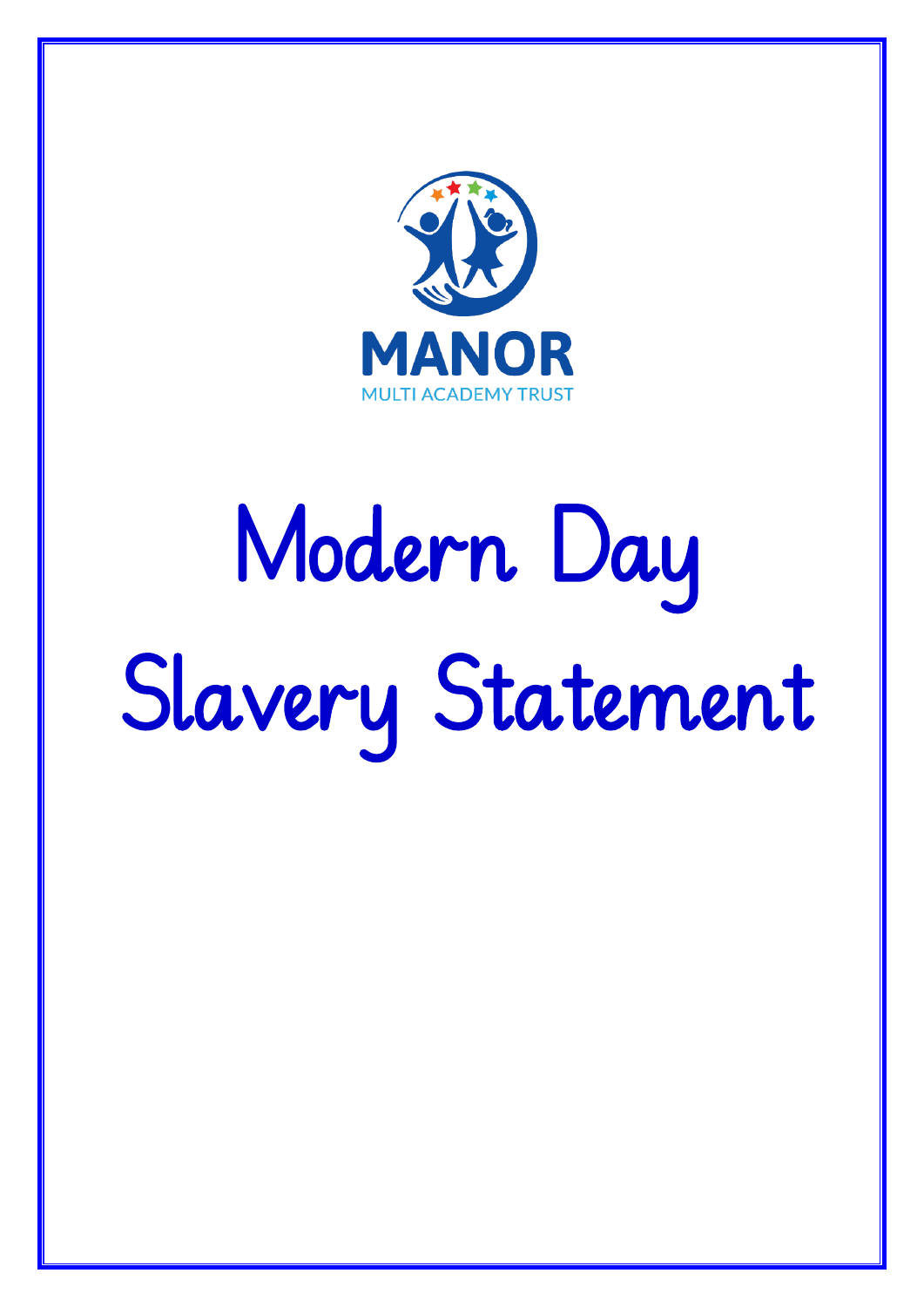MANOR

MULTI ACADEMY TRUST

# Modern Day Slavery Statement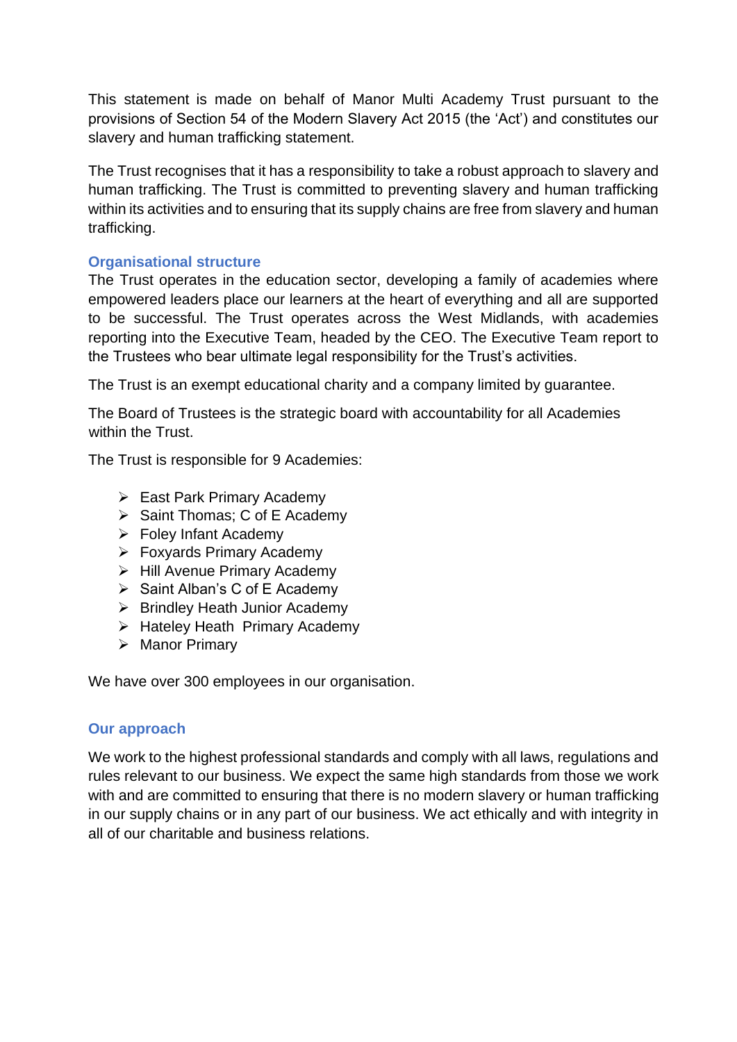This statement is made on behalf of Manor Multi Academy Trust pursuant to the provisions of Section 54 of the Modern Slavery Act 2015 (the 'Act') and constitutes our slavery and human trafficking statement.

The Trust recognises that it has a responsibility to take a robust approach to slavery and human trafficking. The Trust is committed to preventing slavery and human trafficking within its activities and to ensuring that its supply chains are free from slavery and human trafficking.

## Organisational structure

The Trust operates in the education sector, developing a family of academies where empowered leaders place our learners at the heart of everything and all are supported to be successful. The Trust operates across the West Midlands, with academies reporting into the Executive Team, headed by the CEO. The Executive Team report to the Trustees who bear ultimate legal responsibility for the Trust's activities.

The Trust is an exempt educational charity and a company limited by guarantee.

The Board of Trustees is the strategic board with accountability for all Academies within the Trust.

The Trust is responsible for 9 Academies:

- East Park Primary Academy
- Saint Thomas; C of E Academy
- Foley Infant Academy
- Foxyards Primary Academy
- Hill Avenue Primary Academy
- Saint Alban's C of E Academy
- Brindley Heath Junior Academy
- Hateley Heath Primary Academy
- Manor Primary

We have over 300 employees in our organisation.

## Our approach

We work to the highest professional standards and comply with all laws, regulations and rules relevant to our business. We expect the same high standards from those we work with and are committed to ensuring that there is no modern slavery or human trafficking in our supply chains or in any part of our business. We act ethically and with integrity in all of our charitable and business relations.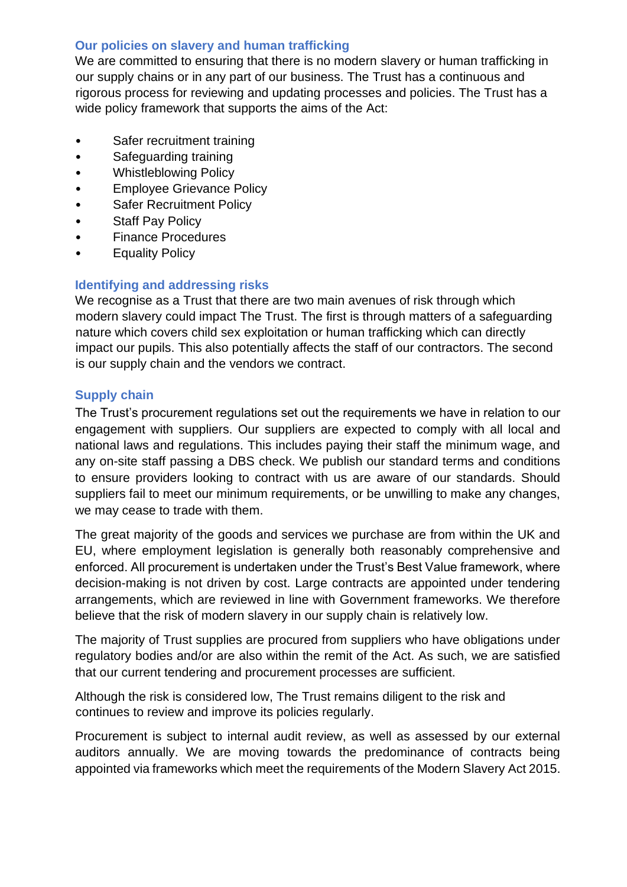## Our policies on slavery and human trafficking

We are committed to ensuring that there is no modern slavery or human trafficking in our supply chains or in any part of our business. The Trust has a continuous and rigorous process for reviewing and updating processes and policies. The Trust has a wide policy framework that supports the aims of the Act:

- Safer recruitment training
- Safeguarding training
- Whistleblowing Policy
- Employee Grievance Policy
- Safer Recruitment Policy
- Staff Pay Policy
- Finance Procedures
- Equality Policy

## Identifying and addressing risks

We recognise as a Trust that there are two main avenues of risk through which modern slavery could impact The Trust. The first is through matters of a safeguarding nature which covers child sex exploitation or human trafficking which can directly impact our pupils. This also potentially affects the staff of our contractors. The second is our supply chain and the vendors we contract.

## Supply chain

The Trust's procurement regulations set out the requirements we have in relation to our engagement with suppliers. Our suppliers are expected to comply with all local and national laws and regulations. This includes paying their staff the minimum wage, and any on-site staff passing a DBS check. We publish our standard terms and conditions to ensure providers looking to contract with us are aware of our standards. Should suppliers fail to meet our minimum requirements, or be unwilling to make any changes, we may cease to trade with them.

The great majority of the goods and services we purchase are from within the UK and EU, where employment legislation is generally both reasonably comprehensive and enforced. All procurement is undertaken under the Trust's Best Value framework, where decision-making is not driven by cost. Large contracts are appointed under tendering arrangements, which are reviewed in line with Government frameworks. We therefore believe that the risk of modern slavery in our supply chain is relatively low.

The majority of Trust supplies are procured from suppliers who have obligations under regulatory bodies and/or are also within the remit of the Act. As such, we are satisfied that our current tendering and procurement processes are sufficient.

Although the risk is considered low, The Trust remains diligent to the risk and continues to review and improve its policies regularly.

Procurement is subject to internal audit review, as well as assessed by our external auditors annually. We are moving towards the predominance of contracts being appointed via frameworks which meet the requirements of the Modern Slavery Act 2015.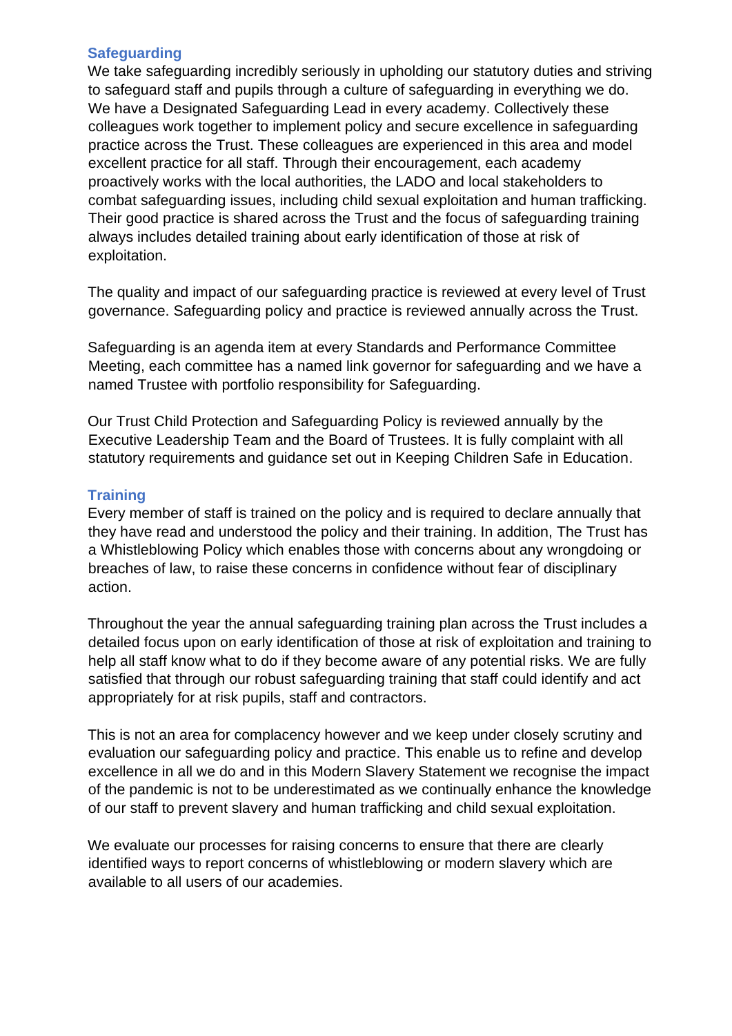## Safeguarding

We take safeguarding incredibly seriously in upholding our statutory duties and striving to safeguard staff and pupils through a culture of safeguarding in everything we do. We have a Designated Safeguarding Lead in every academy. Collectively these colleagues work together to implement policy and secure excellence in safeguarding practice across the Trust. These colleagues are experienced in this area and model excellent practice for all staff. Through their encouragement, each academy proactively works with the local authorities, the LADO and local stakeholders to combat safeguarding issues, including child sexual exploitation and human trafficking. Their good practice is shared across the Trust and the focus of safeguarding training always includes detailed training about early identification of those at risk of exploitation.

The quality and impact of our safeguarding practice is reviewed at every level of Trust governance. Safeguarding policy and practice is reviewed annually across the Trust.

Safeguarding is an agenda item at every Standards and Performance Committee Meeting, each committee has a named link governor for safeguarding and we have a named Trustee with portfolio responsibility for Safeguarding.

Our Trust Child Protection and Safeguarding Policy is reviewed annually by the Executive Leadership Team and the Board of Trustees. It is fully complaint with all statutory requirements and guidance set out in Keeping Children Safe in Education.

## Training

Every member of staff is trained on the policy and is required to declare annually that they have read and understood the policy and their training. In addition, The Trust has a Whistleblowing Policy which enables those with concerns about any wrongdoing or breaches of law, to raise these concerns in confidence without fear of disciplinary action.

Throughout the year the annual safeguarding training plan across the Trust includes a detailed focus upon on early identification of those at risk of exploitation and training to help all staff know what to do if they become aware of any potential risks. We are fully satisfied that through our robust safeguarding training that staff could identify and act appropriately for at risk pupils, staff and contractors.

This is not an area for complacency however and we keep under closely scrutiny and evaluation our safeguarding policy and practice. This enable us to refine and develop excellence in all we do and in this Modern Slavery Statement we recognise the impact of the pandemic is not to be underestimated as we continually enhance the knowledge of our staff to prevent slavery and human trafficking and child sexual exploitation.

We evaluate our processes for raising concerns to ensure that there are clearly identified ways to report concerns of whistleblowing or modern slavery which are available to all users of our academies.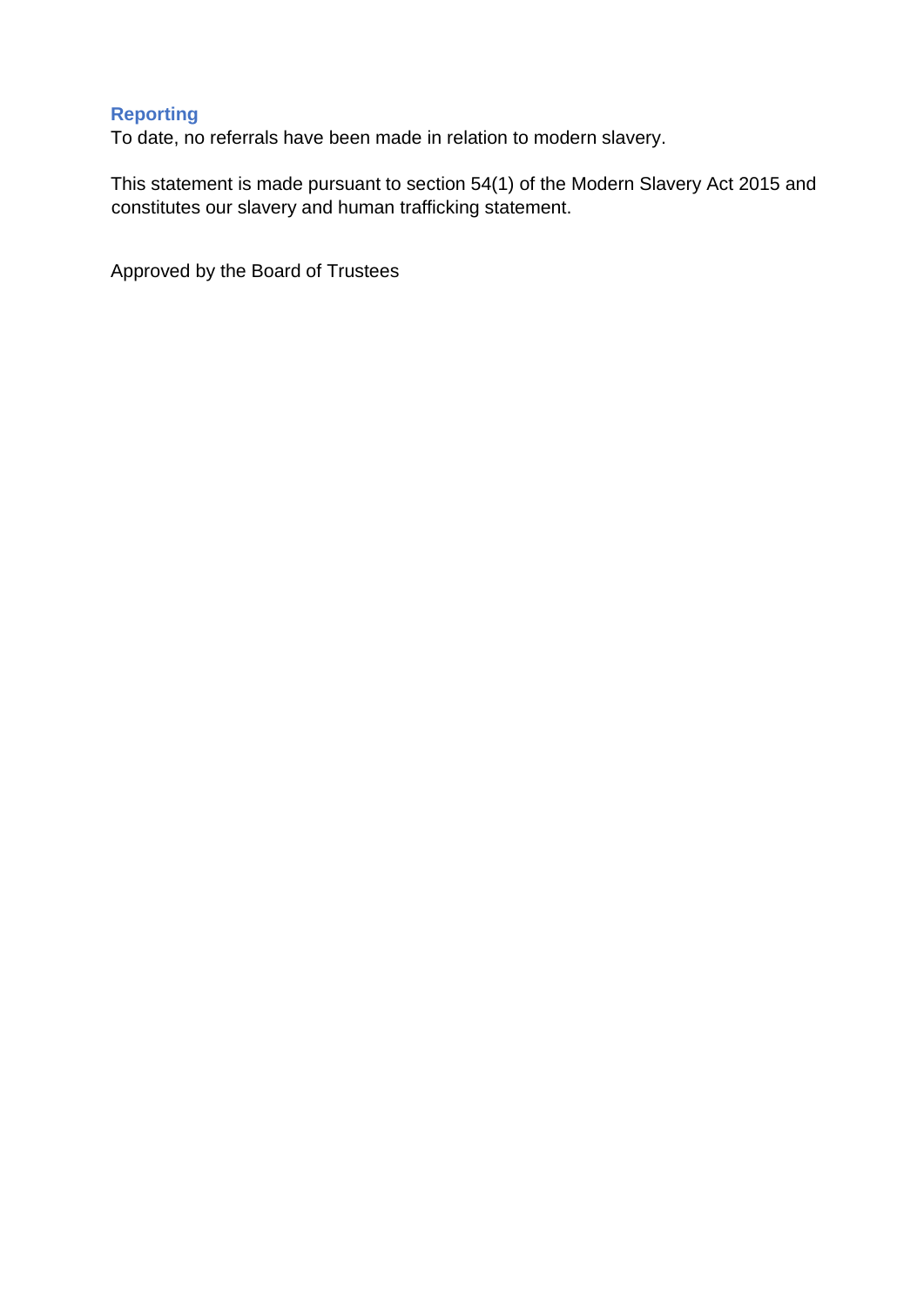## Reporting

To date, no referrals have been made in relation to modern slavery.

This statement is made pursuant to section 54(1) of the Modern Slavery Act 2015 and constitutes our slavery and human trafficking statement.

Approved by the Board of Trustees